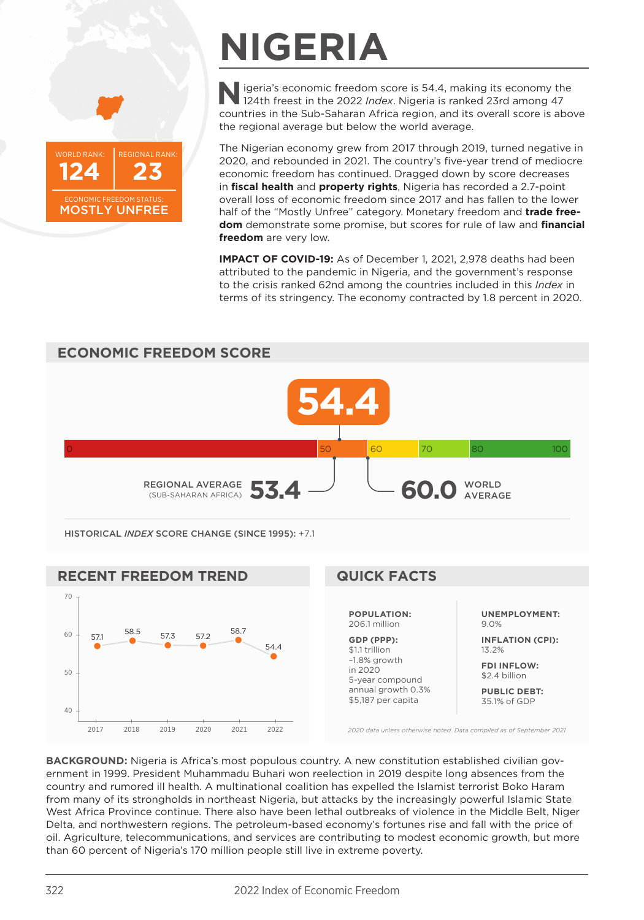# NIGERIA

WORLD RANK: **124** | REGIONAL RANK: **23**

ECONOMIC FREEDOM STATUS: **MOSTLY UNFREE**

Nigeria's economic freedom score is 54.4, making its economy the 124th freest in the 2022 *Index*. Nigeria is ranked 23rd among 47 countries in the Sub-Saharan Africa region, and its overall score is above the regional average but below the world average.

The Nigerian economy grew from 2017 through 2019, turned negative in 2020, and rebounded in 2021. The country's five-year trend of mediocre economic freedom has continued. Dragged down by score decreases in **fiscal health** and **property rights**, Nigeria has recorded a 2.7-point overall loss of economic freedom since 2017 and has fallen to the lower half of the "Mostly Unfree" category. Monetary freedom and **trade freedom** demonstrate some promise, but scores for rule of law and **financial freedom** are very low.

**IMPACT OF COVID-19:** As of December 1, 2021, 2,978 deaths had been attributed to the pandemic in Nigeria, and the government's response to the crisis ranked 62nd among the countries included in this *Index* in terms of its stringency. The economy contracted by 1.8 percent in 2020.

## ECONOMIC FREEDOM SCORE

**54.4**

REGIONAL AVERAGE (SUB-SAHARAN AFRICA) **53.4**

**60.0** WORLD AVERAGE

HISTORICAL *INDEX* SCORE CHANGE (SINCE 1995): +7.1

## RECENT FREEDOM TREND

| 2017 | 2018 | 2019 | 2020 | 2021 | 2022 |
|---|---|---|---|---|---|
| 57.1 | 58.5 | 57.3 | 57.2 | 58.7 | 54.4 |

## QUICK FACTS

**POPULATION:** 206.1 million

**GDP (PPP):** $1.1 trillion
–1.8% growth in 2020
5-year compound annual growth 0.3%
$5,187 per capita

**UNEMPLOYMENT:** 9.0%

**INFLATION (CPI):** 13.2%

**FDI INFLOW:** $2.4 billion

**PUBLIC DEBT:** 35.1% of GDP

*2020 data unless otherwise noted. Data compiled as of September 2021*

**BACKGROUND:** Nigeria is Africa's most populous country. A new constitution established civilian government in 1999. President Muhammadu Buhari won reelection in 2019 despite long absences from the country and rumored ill health. A multinational coalition has expelled the Islamist terrorist Boko Haram from many of its strongholds in northeast Nigeria, but attacks by the increasingly powerful Islamic State West Africa Province continue. There also have been lethal outbreaks of violence in the Middle Belt, Niger Delta, and northwestern regions. The petroleum-based economy's fortunes rise and fall with the price of oil. Agriculture, telecommunications, and services are contributing to modest economic growth, but more than 60 percent of Nigeria's 170 million people still live in extreme poverty.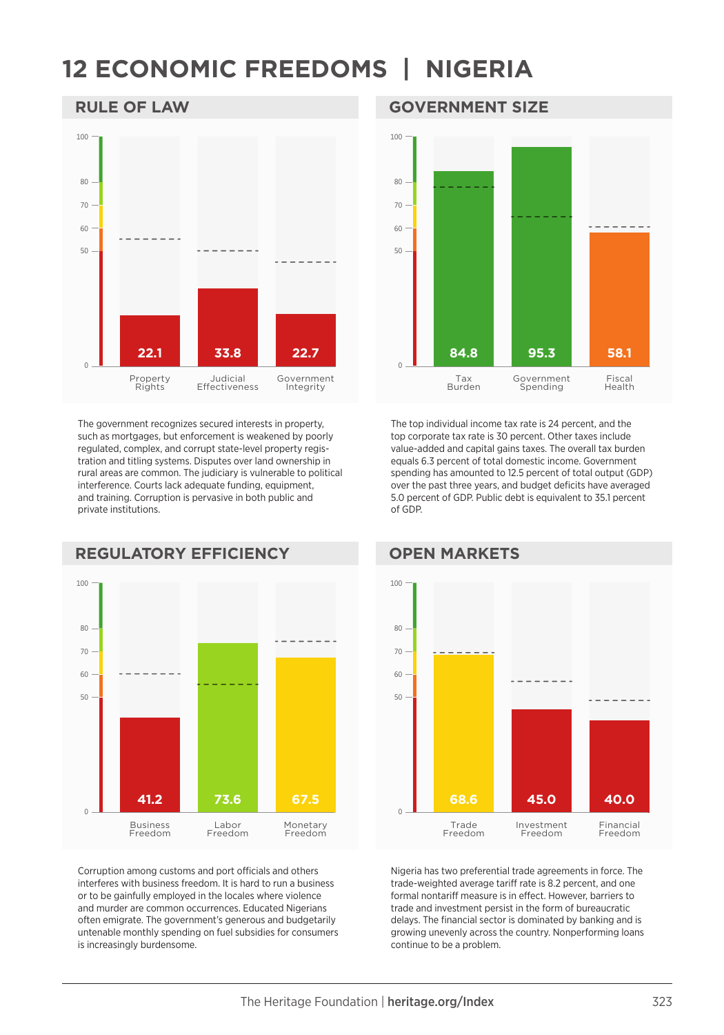# 12 ECONOMIC FREEDOMS | NIGERIA

## RULE OF LAW

100
80
70
60
50
0

22.1
Property Rights

33.8
Judicial Effectiveness

22.7
Government Integrity

The government recognizes secured interests in property, such as mortgages, but enforcement is weakened by poorly regulated, complex, and corrupt state-level property registration and titling systems. Disputes over land ownership in rural areas are common. The judiciary is vulnerable to political interference. Courts lack adequate funding, equipment, and training. Corruption is pervasive in both public and private institutions.

## GOVERNMENT SIZE

100
80
70
60
50
0

84.8
Tax Burden

95.3
Government Spending

58.1
Fiscal Health

The top individual income tax rate is 24 percent, and the top corporate tax rate is 30 percent. Other taxes include value-added and capital gains taxes. The overall tax burden equals 6.3 percent of total domestic income. Government spending has amounted to 12.5 percent of total output (GDP) over the past three years, and budget deficits have averaged 5.0 percent of GDP. Public debt is equivalent to 35.1 percent of GDP.

## REGULATORY EFFICIENCY

100
80
70
60
50
0

41.2
Business Freedom

73.6
Labor Freedom

67.5
Monetary Freedom

Corruption among customs and port officials and others interferes with business freedom. It is hard to run a business or to be gainfully employed in the locales where violence and murder are common occurrences. Educated Nigerians often emigrate. The government's generous and budgetarily untenable monthly spending on fuel subsidies for consumers is increasingly burdensome.

## OPEN MARKETS

100
80
70
60
50
0

68.6
Trade Freedom

45.0
Investment Freedom

40.0
Financial Freedom

Nigeria has two preferential trade agreements in force. The trade-weighted average tariff rate is 8.2 percent, and one formal nontariff measure is in effect. However, barriers to trade and investment persist in the form of bureaucratic delays. The financial sector is dominated by banking and is growing unevenly across the country. Nonperforming loans continue to be a problem.